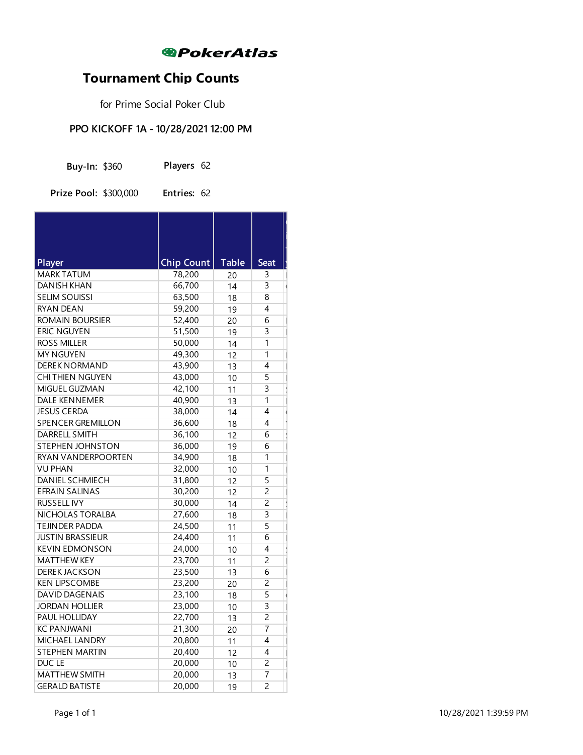PokerAtlas

# Tournament Chip Counts

for Prime Social Poker Club

## PPO KICKOFF 1A - 10/28/2021 12:00 PM

**Buy-In:** $360 **Players** 62

**Prize Pool:** $300,000 **Entries:** 62

| Player | Chip Count | Table | Seat |
|---|---|---|---|
| MARK TATUM | 78,200 | 20 | 3 |
| DANISH KHAN | 66,700 | 14 | 3 |
| SELIM SOUISSI | 63,500 | 18 | 8 |
| RYAN DEAN | 59,200 | 19 | 4 |
| ROMAIN BOURSIER | 52,400 | 20 | 6 |
| ERIC NGUYEN | 51,500 | 19 | 3 |
| ROSS MILLER | 50,000 | 14 | 1 |
| MY NGUYEN | 49,300 | 12 | 1 |
| DEREK NORMAND | 43,900 | 13 | 4 |
| CHI THIEN NGUYEN | 43,000 | 10 | 5 |
| MIGUEL GUZMAN | 42,100 | 11 | 3 |
| DALE KENNEMER | 40,900 | 13 | 1 |
| JESUS CERDA | 38,000 | 14 | 4 |
| SPENCER GREMILLON | 36,600 | 18 | 4 |
| DARRELL SMITH | 36,100 | 12 | 6 |
| STEPHEN JOHNSTON | 36,000 | 19 | 6 |
| RYAN VANDERPOORTEN | 34,900 | 18 | 1 |
| VU PHAN | 32,000 | 10 | 1 |
| DANIEL SCHMIECH | 31,800 | 12 | 5 |
| EFRAIN SALINAS | 30,200 | 12 | 2 |
| RUSSELL IVY | 30,000 | 14 | 2 |
| NICHOLAS TORALBA | 27,600 | 18 | 3 |
| TEJINDER PADDA | 24,500 | 11 | 5 |
| JUSTIN BRASSIEUR | 24,400 | 11 | 6 |
| KEVIN EDMONSON | 24,000 | 10 | 4 |
| MATTHEW KEY | 23,700 | 11 | 2 |
| DEREK JACKSON | 23,500 | 13 | 6 |
| KEN LIPSCOMBE | 23,200 | 20 | 2 |
| DAVID DAGENAIS | 23,100 | 18 | 5 |
| JORDAN HOLLIER | 23,000 | 10 | 3 |
| PAUL HOLLIDAY | 22,700 | 13 | 2 |
| KC PANJWANI | 21,300 | 20 | 7 |
| MICHAEL LANDRY | 20,800 | 11 | 4 |
| STEPHEN MARTIN | 20,400 | 12 | 4 |
| DUC LE | 20,000 | 10 | 2 |
| MATTHEW SMITH | 20,000 | 13 | 7 |
| GERALD BATISTE | 20,000 | 19 | 2 |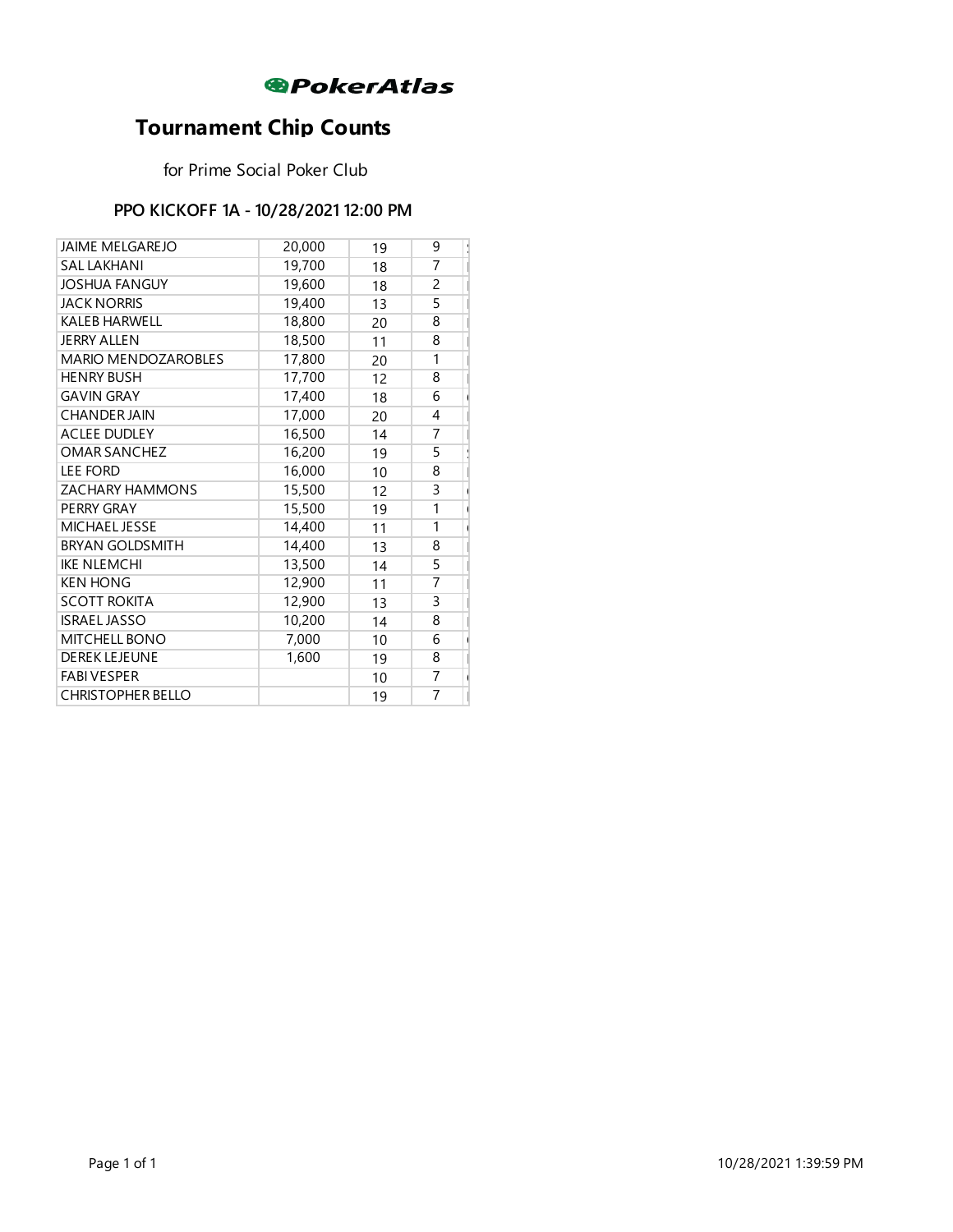PokerAtlas

# Tournament Chip Counts

for Prime Social Poker Club

### PPO KICKOFF 1A - 10/28/2021 12:00 PM

| | | | |
|---|---|---|---|
| JAIME MELGAREJO | 20,000 | 19 | 9 |
| SAL LAKHANI | 19,700 | 18 | 7 |
| JOSHUA FANGUY | 19,600 | 18 | 2 |
| JACK NORRIS | 19,400 | 13 | 5 |
| KALEB HARWELL | 18,800 | 20 | 8 |
| JERRY ALLEN | 18,500 | 11 | 8 |
| MARIO MENDOZAROBLES | 17,800 | 20 | 1 |
| HENRY BUSH | 17,700 | 12 | 8 |
| GAVIN GRAY | 17,400 | 18 | 6 |
| CHANDER JAIN | 17,000 | 20 | 4 |
| ACLEE DUDLEY | 16,500 | 14 | 7 |
| OMAR SANCHEZ | 16,200 | 19 | 5 |
| LEE FORD | 16,000 | 10 | 8 |
| ZACHARY HAMMONS | 15,500 | 12 | 3 |
| PERRY GRAY | 15,500 | 19 | 1 |
| MICHAEL JESSE | 14,400 | 11 | 1 |
| BRYAN GOLDSMITH | 14,400 | 13 | 8 |
| IKE NLEMCHI | 13,500 | 14 | 5 |
| KEN HONG | 12,900 | 11 | 7 |
| SCOTT ROKITA | 12,900 | 13 | 3 |
| ISRAEL JASSO | 10,200 | 14 | 8 |
| MITCHELL BONO | 7,000 | 10 | 6 |
| DEREK LEJEUNE | 1,600 | 19 | 8 |
| FABI VESPER | | 10 | 7 |
| CHRISTOPHER BELLO | | 19 | 7 |

10/28/2021 1:39:59 PM